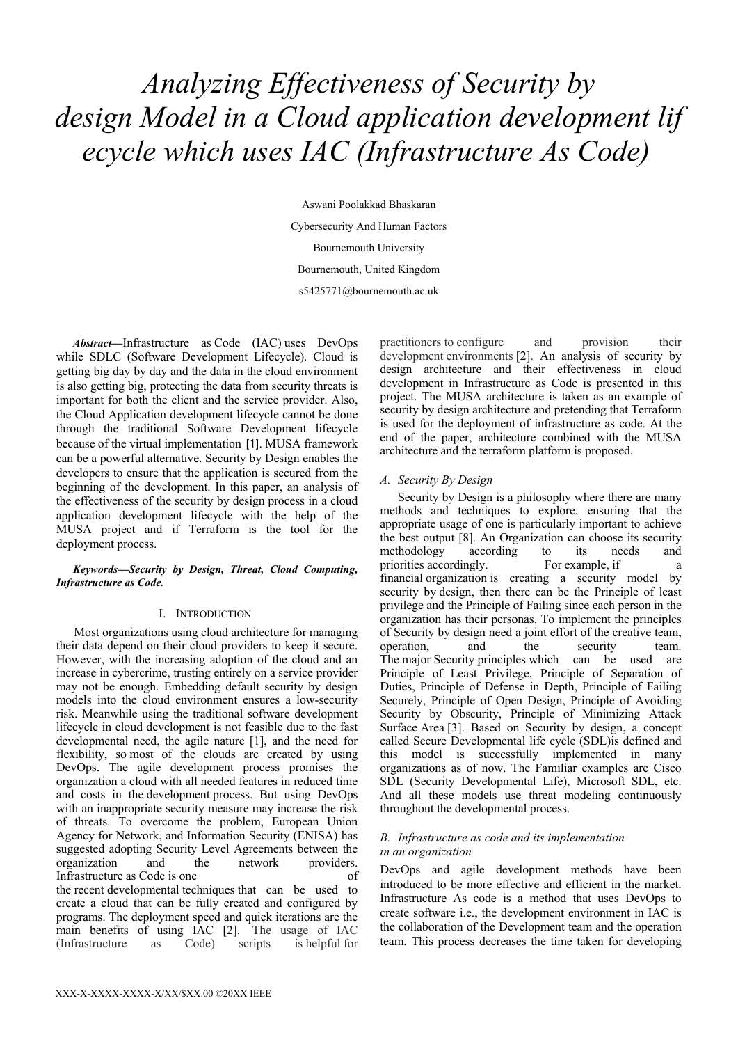# Analyzing Effectiveness of Security by design Model in a Cloud application development lif ecycle which uses IAC (Infrastructure As Code)

Aswani Poolakkad Bhaskaran

Cybersecurity And Human Factors

Bournemouth University

Bournemouth, United Kingdom

s5425771@bournemouth.ac.uk

***Abstract*—**Infrastructure as Code (IAC) uses DevOps while SDLC (Software Development Lifecycle). Cloud is getting big day by day and the data in the cloud environment is also getting big, protecting the data from security threats is important for both the client and the service provider. Also, the Cloud Application development lifecycle cannot be done through the traditional Software Development lifecycle because of the virtual implementation [1]. MUSA framework can be a powerful alternative. Security by Design enables the developers to ensure that the application is secured from the beginning of the development. In this paper, an analysis of the effectiveness of the security by design process in a cloud application development lifecycle with the help of the MUSA project and if Terraform is the tool for the deployment process.

***Keywords—Security by Design, Threat, Cloud Computing, Infrastructure as Code.***

## I. Introduction

Most organizations using cloud architecture for managing their data depend on their cloud providers to keep it secure. However, with the increasing adoption of the cloud and an increase in cybercrime, trusting entirely on a service provider may not be enough. Embedding default security by design models into the cloud environment ensures a low-security risk. Meanwhile using the traditional software development lifecycle in cloud development is not feasible due to the fast developmental need, the agile nature [1], and the need for flexibility, so most of the clouds are created by using DevOps. The agile development process promises the organization a cloud with all needed features in reduced time and costs in the development process. But using DevOps with an inappropriate security measure may increase the risk of threats. To overcome the problem, European Union Agency for Network, and Information Security (ENISA) has suggested adopting Security Level Agreements between the organization and the network providers. Infrastructure as Code is one of the recent developmental techniques that can be used to create a cloud that can be fully created and configured by programs. The deployment speed and quick iterations are the main benefits of using IAC [2]. The usage of IAC (Infrastructure as Code) scripts is helpful for practitioners to configure and provision their development environments [2]. An analysis of security by design architecture and their effectiveness in cloud development in Infrastructure as Code is presented in this project. The MUSA architecture is taken as an example of security by design architecture and pretending that Terraform is used for the deployment of infrastructure as code. At the end of the paper, architecture combined with the MUSA architecture and the terraform platform is proposed.

### *A. Security By Design*

Security by Design is a philosophy where there are many methods and techniques to explore, ensuring that the appropriate usage of one is particularly important to achieve the best output [8]. An Organization can choose its security methodology according to its needs and priorities accordingly. For example, if a financial organization is creating a security model by security by design, then there can be the Principle of least privilege and the Principle of Failing since each person in the organization has their personas. To implement the principles of Security by design need a joint effort of the creative team, operation, and the security team. The major Security principles which can be used are Principle of Least Privilege, Principle of Separation of Duties, Principle of Defense in Depth, Principle of Failing Securely, Principle of Open Design, Principle of Avoiding Security by Obscurity, Principle of Minimizing Attack Surface Area [3]. Based on Security by design, a concept called Secure Developmental life cycle (SDL)is defined and this model is successfully implemented in many organizations as of now. The Familiar examples are Cisco SDL (Security Developmental Life), Microsoft SDL, etc. And all these models use threat modeling continuously throughout the developmental process.

### *B. Infrastructure as code and its implementation in an organization*

DevOps and agile development methods have been introduced to be more effective and efficient in the market. Infrastructure As code is a method that uses DevOps to create software i.e., the development environment in IAC is the collaboration of the Development team and the operation team. This process decreases the time taken for developing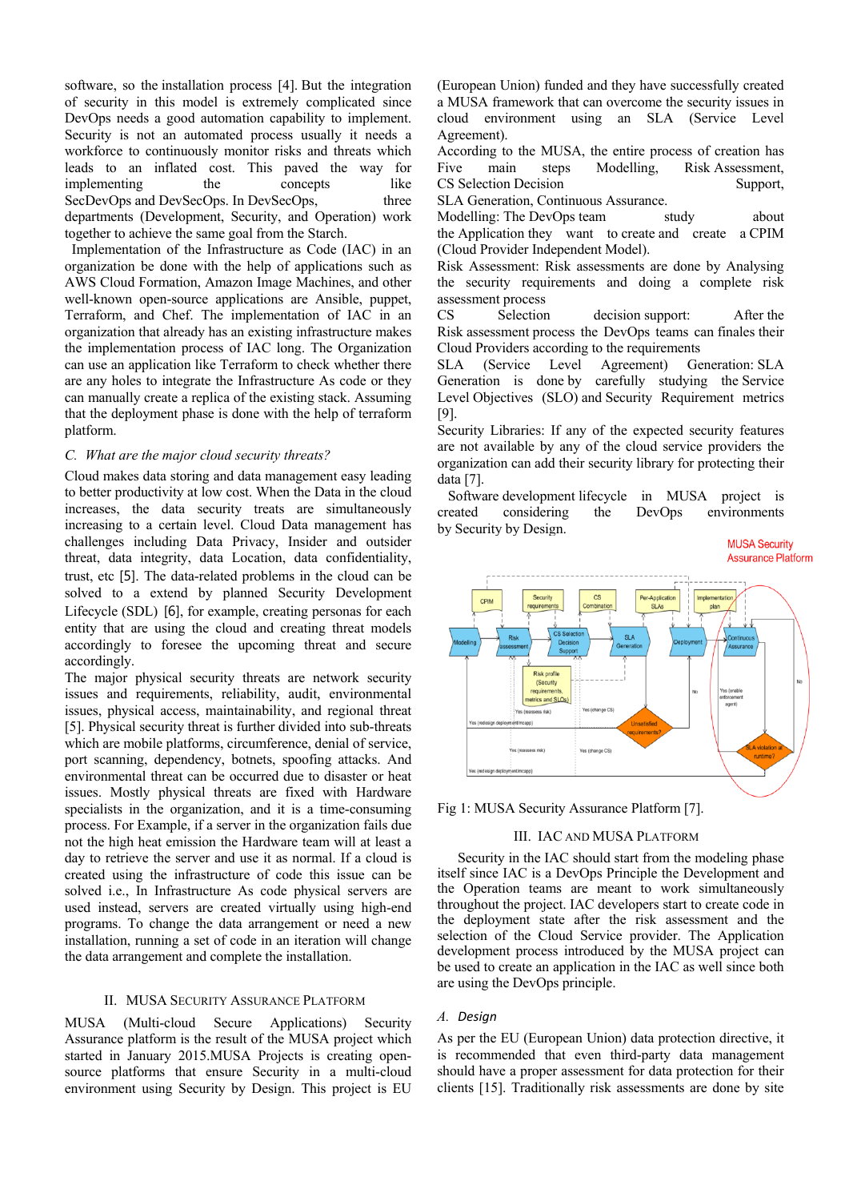software, so the installation process [4]. But the integration of security in this model is extremely complicated since DevOps needs a good automation capability to implement. Security is not an automated process usually it needs a workforce to continuously monitor risks and threats which leads to an inflated cost. This paved the way for implementing the concepts like SecDevOps and DevSecOps. In DevSecOps, three departments (Development, Security, and Operation) work together to achieve the same goal from the Starch.

Implementation of the Infrastructure as Code (IAC) in an organization be done with the help of applications such as AWS Cloud Formation, Amazon Image Machines, and other well-known open-source applications are Ansible, puppet, Terraform, and Chef. The implementation of IAC in an organization that already has an existing infrastructure makes the implementation process of IAC long. The Organization can use an application like Terraform to check whether there are any holes to integrate the Infrastructure As code or they can manually create a replica of the existing stack. Assuming that the deployment phase is done with the help of terraform platform.

### C. What are the major cloud security threats?

Cloud makes data storing and data management easy leading to better productivity at low cost. When the Data in the cloud increases, the data security treats are simultaneously increasing to a certain level. Cloud Data management has challenges including Data Privacy, Insider and outsider threat, data integrity, data Location, data confidentiality, trust, etc [5]. The data-related problems in the cloud can be solved to a extend by planned Security Development Lifecycle (SDL) [6], for example, creating personas for each entity that are using the cloud and creating threat models accordingly to foresee the upcoming threat and secure accordingly.

The major physical security threats are network security issues and requirements, reliability, audit, environmental issues, physical access, maintainability, and regional threat [5]. Physical security threat is further divided into sub-threats which are mobile platforms, circumference, denial of service, port scanning, dependency, botnets, spoofing attacks. And environmental threat can be occurred due to disaster or heat issues. Mostly physical threats are fixed with Hardware specialists in the organization, and it is a time-consuming process. For Example, if a server in the organization fails due not the high heat emission the Hardware team will at least a day to retrieve the server and use it as normal. If a cloud is created using the infrastructure of code this issue can be solved i.e., In Infrastructure As code physical servers are used instead, servers are created virtually using high-end programs. To change the data arrangement or need a new installation, running a set of code in an iteration will change the data arrangement and complete the installation.

## II. MUSA Security Assurance Platform

MUSA (Multi-cloud Secure Applications) Security Assurance platform is the result of the MUSA project which started in January 2015.MUSA Projects is creating open-source platforms that ensure Security in a multi-cloud environment using Security by Design. This project is EU (European Union) funded and they have successfully created a MUSA framework that can overcome the security issues in cloud environment using an SLA (Service Level Agreement).

According to the MUSA, the entire process of creation has Five main steps Modelling, Risk Assessment, CS Selection Decision Support, SLA Generation, Continuous Assurance.

Modelling: The DevOps team study about the Application they want to create and create a CPIM (Cloud Provider Independent Model).

Risk Assessment: Risk assessments are done by Analysing the security requirements and doing a complete risk assessment process

CS Selection decision support: After the Risk assessment process the DevOps teams can finales their Cloud Providers according to the requirements

SLA (Service Level Agreement) Generation: SLA Generation is done by carefully studying the Service Level Objectives (SLO) and Security Requirement metrics [9].

Security Libraries: If any of the expected security features are not available by any of the cloud service providers the organization can add their security library for protecting their data [7].

Software development lifecycle in MUSA project is created considering the DevOps environments by Security by Design.

Fig 1: MUSA Security Assurance Platform [7].

## III. IAC and MUSA Platform

Security in the IAC should start from the modeling phase itself since IAC is a DevOps Principle the Development and the Operation teams are meant to work simultaneously throughout the project. IAC developers start to create code in the deployment state after the risk assessment and the selection of the Cloud Service provider. The Application development process introduced by the MUSA project can be used to create an application in the IAC as well since both are using the DevOps principle.

### A. Design

As per the EU (European Union) data protection directive, it is recommended that even third-party data management should have a proper assessment for data protection for their clients [15]. Traditionally risk assessments are done by site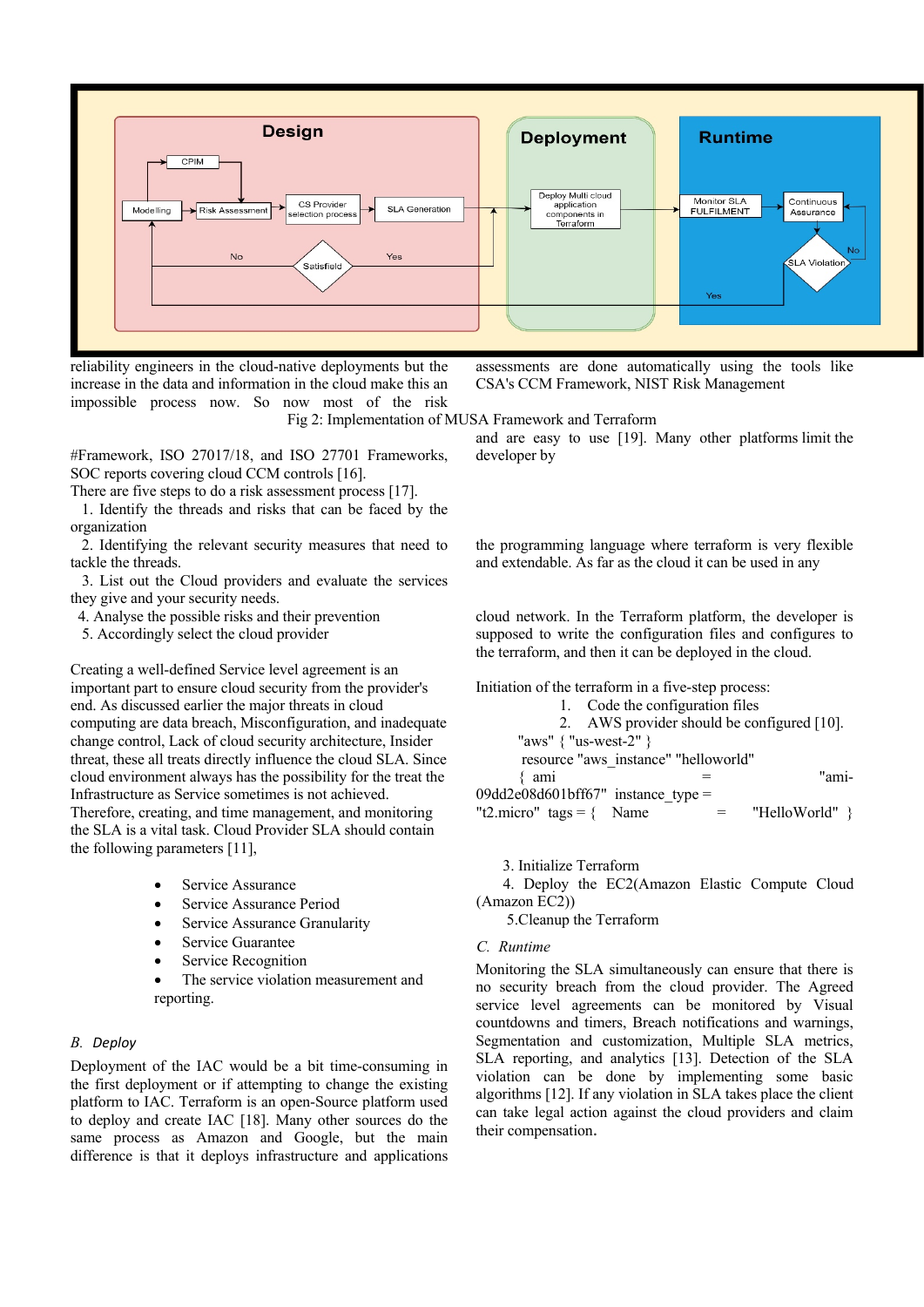Fig 2: Implementation of MUSA Framework and Terraform

reliability engineers in the cloud-native deployments but the increase in the data and information in the cloud make this an impossible process now. So now most of the risk assessments are done automatically using the tools like CSA's CCM Framework, NIST Risk Management #Framework, ISO 27017/18, and ISO 27701 Frameworks, SOC reports covering cloud CCM controls [16].

There are five steps to do a risk assessment process [17].

1. Identify the threads and risks that can be faced by the organization
2. Identifying the relevant security measures that need to tackle the threads.
3. List out the Cloud providers and evaluate the services they give and your security needs.
4. Analyse the possible risks and their prevention
5. Accordingly select the cloud provider

Creating a well-defined Service level agreement is an important part to ensure cloud security from the provider's end. As discussed earlier the major threats in cloud computing are data breach, Misconfiguration, and inadequate change control, Lack of cloud security architecture, Insider threat, these all treats directly influence the cloud SLA. Since cloud environment always has the possibility for the treat the Infrastructure as Service sometimes is not achieved. Therefore, creating, and time management, and monitoring the SLA is a vital task. Cloud Provider SLA should contain the following parameters [11],

- Service Assurance
- Service Assurance Period
- Service Assurance Granularity
- Service Guarantee
- Service Recognition
- The service violation measurement and reporting.

### B. Deploy

Deployment of the IAC would be a bit time-consuming in the first deployment or if attempting to change the existing platform to IAC. Terraform is an open-Source platform used to deploy and create IAC [18]. Many other sources do the same process as Amazon and Google, but the main difference is that it deploys infrastructure and applications and are easy to use [19]. Many other platforms limit the developer by the programming language where terraform is very flexible and extendable. As far as the cloud it can be used in any cloud network. In the Terraform platform, the developer is supposed to write the configuration files and configures to the terraform, and then it can be deployed in the cloud.

Initiation of the terraform in a five-step process:

1. Code the configuration files
2. AWS provider should be configured [10].

"aws" { "us-west-2" }
resource "aws_instance" "helloworld"
{ ami = "ami-09dd2e08d601bff67" instance_type = "t2.micro" tags = { Name = "HelloWorld" }

3. Initialize Terraform
4. Deploy the EC2(Amazon Elastic Compute Cloud (Amazon EC2))
5. Cleanup the Terraform

### C. Runtime

Monitoring the SLA simultaneously can ensure that there is no security breach from the cloud provider. The Agreed service level agreements can be monitored by Visual countdowns and timers, Breach notifications and warnings, Segmentation and customization, Multiple SLA metrics, SLA reporting, and analytics [13]. Detection of the SLA violation can be done by implementing some basic algorithms [12]. If any violation in SLA takes place the client can take legal action against the cloud providers and claim their compensation.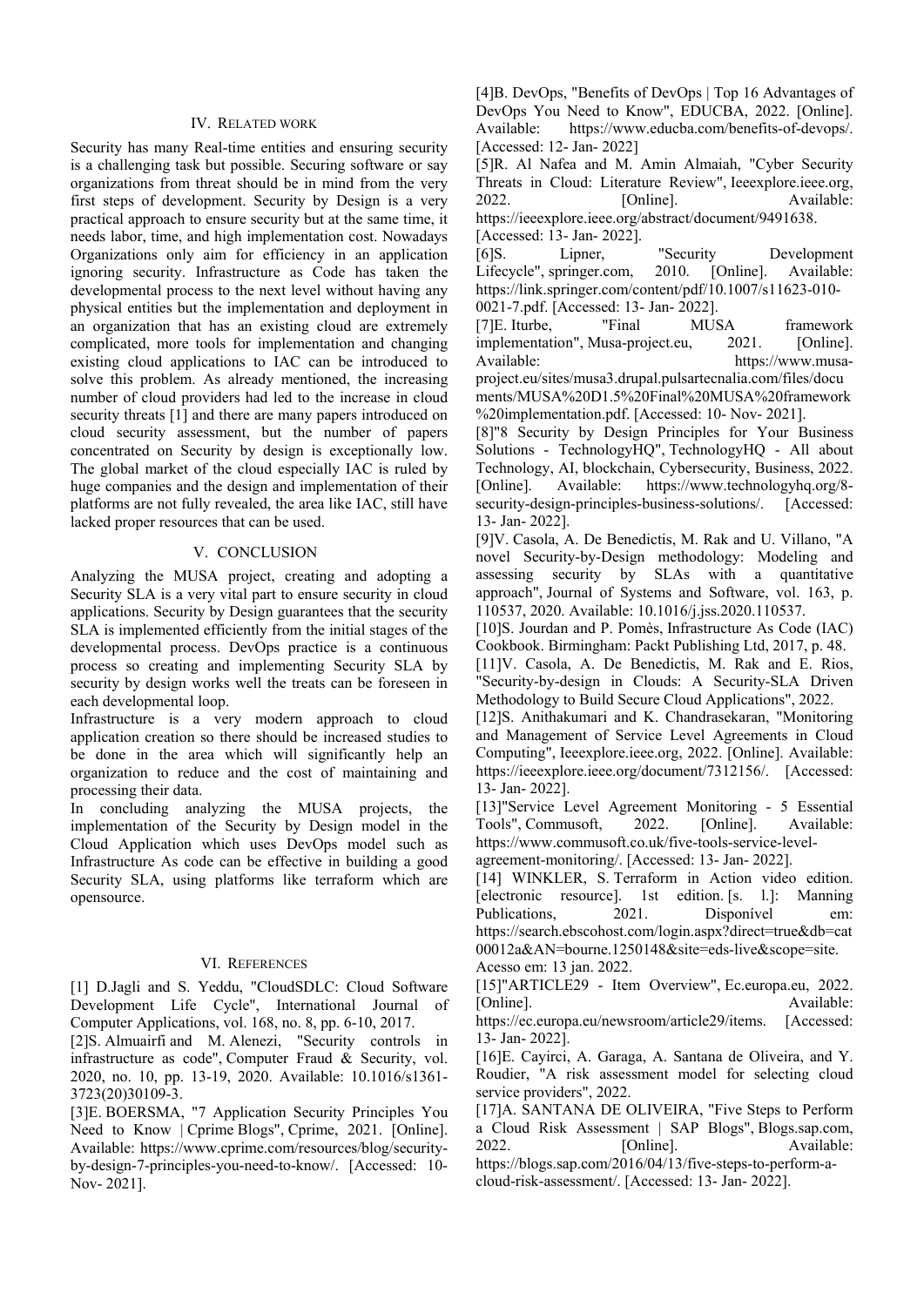## IV. Related work

Security has many Real-time entities and ensuring security is a challenging task but possible. Securing software or say organizations from threat should be in mind from the very first steps of development. Security by Design is a very practical approach to ensure security but at the same time, it needs labor, time, and high implementation cost. Nowadays Organizations only aim for efficiency in an application ignoring security. Infrastructure as Code has taken the developmental process to the next level without having any physical entities but the implementation and deployment in an organization that has an existing cloud are extremely complicated, more tools for implementation and changing existing cloud applications to IAC can be introduced to solve this problem. As already mentioned, the increasing number of cloud providers had led to the increase in cloud security threats [1] and there are many papers introduced on cloud security assessment, but the number of papers concentrated on Security by design is exceptionally low. The global market of the cloud especially IAC is ruled by huge companies and the design and implementation of their platforms are not fully revealed, the area like IAC, still have lacked proper resources that can be used.

## V. Conclusion

Analyzing the MUSA project, creating and adopting a Security SLA is a very vital part to ensure security in cloud applications. Security by Design guarantees that the security SLA is implemented efficiently from the initial stages of the developmental process. DevOps practice is a continuous process so creating and implementing Security SLA by security by design works well the treats can be foreseen in each developmental loop.

Infrastructure is a very modern approach to cloud application creation so there should be increased studies to be done in the area which will significantly help an organization to reduce and the cost of maintaining and processing their data.

In concluding analyzing the MUSA projects, the implementation of the Security by Design model in the Cloud Application which uses DevOps model such as Infrastructure As code can be effective in building a good Security SLA, using platforms like terraform which are opensource.

## VI. References

[1] D.Jagli and S. Yeddu, "CloudSDLC: Cloud Software Development Life Cycle", International Journal of Computer Applications, vol. 168, no. 8, pp. 6-10, 2017.

[2]S. Almuairfi and M. Alenezi, "Security controls in infrastructure as code", Computer Fraud & Security, vol. 2020, no. 10, pp. 13-19, 2020. Available: 10.1016/s1361-3723(20)30109-3.

[3]E. BOERSMA, "7 Application Security Principles You Need to Know | Cprime Blogs", Cprime, 2021. [Online]. Available: https://www.cprime.com/resources/blog/security-by-design-7-principles-you-need-to-know/. [Accessed: 10-Nov- 2021].

[4]B. DevOps, "Benefits of DevOps | Top 16 Advantages of DevOps You Need to Know", EDUCBA, 2022. [Online]. Available: https://www.educba.com/benefits-of-devops/. [Accessed: 12- Jan- 2022]

[5]R. Al Nafea and M. Amin Almaiah, "Cyber Security Threats in Cloud: Literature Review", Ieeexplore.ieee.org, 2022. [Online]. Available: https://ieeexplore.ieee.org/abstract/document/9491638. [Accessed: 13- Jan- 2022].

[6]S. Lipner, "Security Development Lifecycle", springer.com, 2010. [Online]. Available: https://link.springer.com/content/pdf/10.1007/s11623-010-0021-7.pdf. [Accessed: 13- Jan- 2022].

[7]E. Iturbe, "Final MUSA framework implementation", Musa-project.eu, 2021. [Online]. Available: https://www.musa-project.eu/sites/musa3.drupal.pulsartecnalia.com/files/documents/MUSA%20D1.5%20Final%20MUSA%20framework%20implementation.pdf. [Accessed: 10- Nov- 2021].

[8]"8 Security by Design Principles for Your Business Solutions - TechnologyHQ", TechnologyHQ - All about Technology, AI, blockchain, Cybersecurity, Business, 2022. [Online]. Available: https://www.technologyhq.org/8-security-design-principles-business-solutions/. [Accessed: 13- Jan- 2022].

[9]V. Casola, A. De Benedictis, M. Rak and U. Villano, "A novel Security-by-Design methodology: Modeling and assessing security by SLAs with a quantitative approach", Journal of Systems and Software, vol. 163, p. 110537, 2020. Available: 10.1016/j.jss.2020.110537.

[10]S. Jourdan and P. Pomès, Infrastructure As Code (IAC) Cookbook. Birmingham: Packt Publishing Ltd, 2017, p. 48.

[11]V. Casola, A. De Benedictis, M. Rak and E. Rios, "Security-by-design in Clouds: A Security-SLA Driven Methodology to Build Secure Cloud Applications", 2022.

[12]S. Anithakumari and K. Chandrasekaran, "Monitoring and Management of Service Level Agreements in Cloud Computing", Ieeexplore.ieee.org, 2022. [Online]. Available: https://ieeexplore.ieee.org/document/7312156/. [Accessed: 13- Jan- 2022].

[13]"Service Level Agreement Monitoring - 5 Essential Tools", Commusoft, 2022. [Online]. Available: https://www.commusoft.co.uk/five-tools-service-level-agreement-monitoring/. [Accessed: 13- Jan- 2022].

[14] WINKLER, S. Terraform in Action video edition. [electronic resource]. 1st edition. [s. l.]: Manning Publications, 2021. Disponível em: https://search.ebscohost.com/login.aspx?direct=true&db=cat00012a&AN=bourne.1250148&site=eds-live&scope=site. Acesso em: 13 jan. 2022.

[15]"ARTICLE29 - Item Overview", Ec.europa.eu, 2022. [Online]. Available: https://ec.europa.eu/newsroom/article29/items. [Accessed: 13- Jan- 2022].

[16]E. Cayirci, A. Garaga, A. Santana de Oliveira, and Y. Roudier, "A risk assessment model for selecting cloud service providers", 2022.

[17]A. SANTANA DE OLIVEIRA, "Five Steps to Perform a Cloud Risk Assessment | SAP Blogs", Blogs.sap.com, 2022. [Online]. Available: https://blogs.sap.com/2016/04/13/five-steps-to-perform-a-cloud-risk-assessment/. [Accessed: 13- Jan- 2022].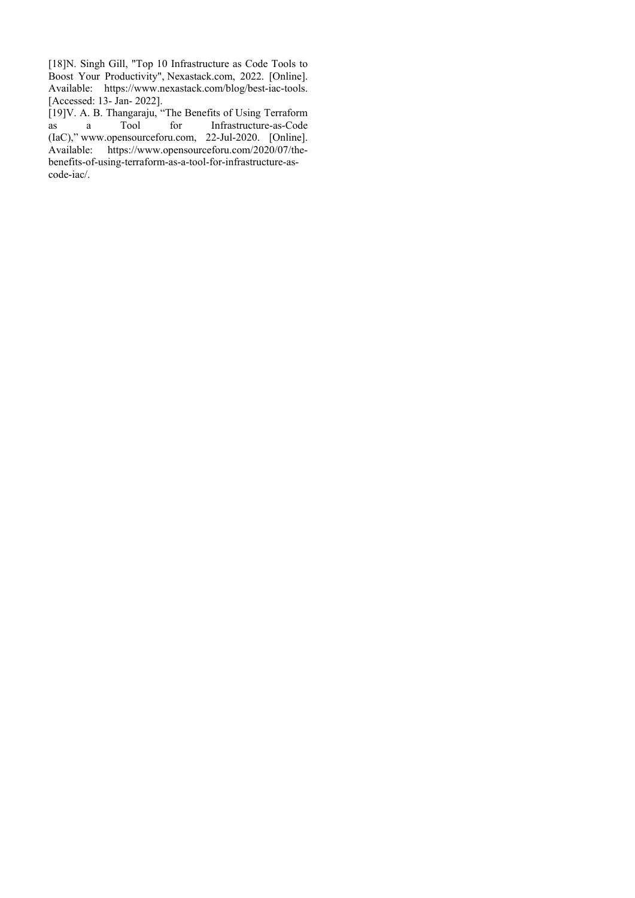[18]N. Singh Gill, "Top 10 Infrastructure as Code Tools to Boost Your Productivity", Nexastack.com, 2022. [Online]. Available: https://www.nexastack.com/blog/best-iac-tools. [Accessed: 13- Jan- 2022].

[19]V. A. B. Thangaraju, "The Benefits of Using Terraform as a Tool for Infrastructure-as-Code (IaC)," www.opensourceforu.com, 22-Jul-2020. [Online]. Available: https://www.opensourceforu.com/2020/07/the-benefits-of-using-terraform-as-a-tool-for-infrastructure-as-code-iac/.